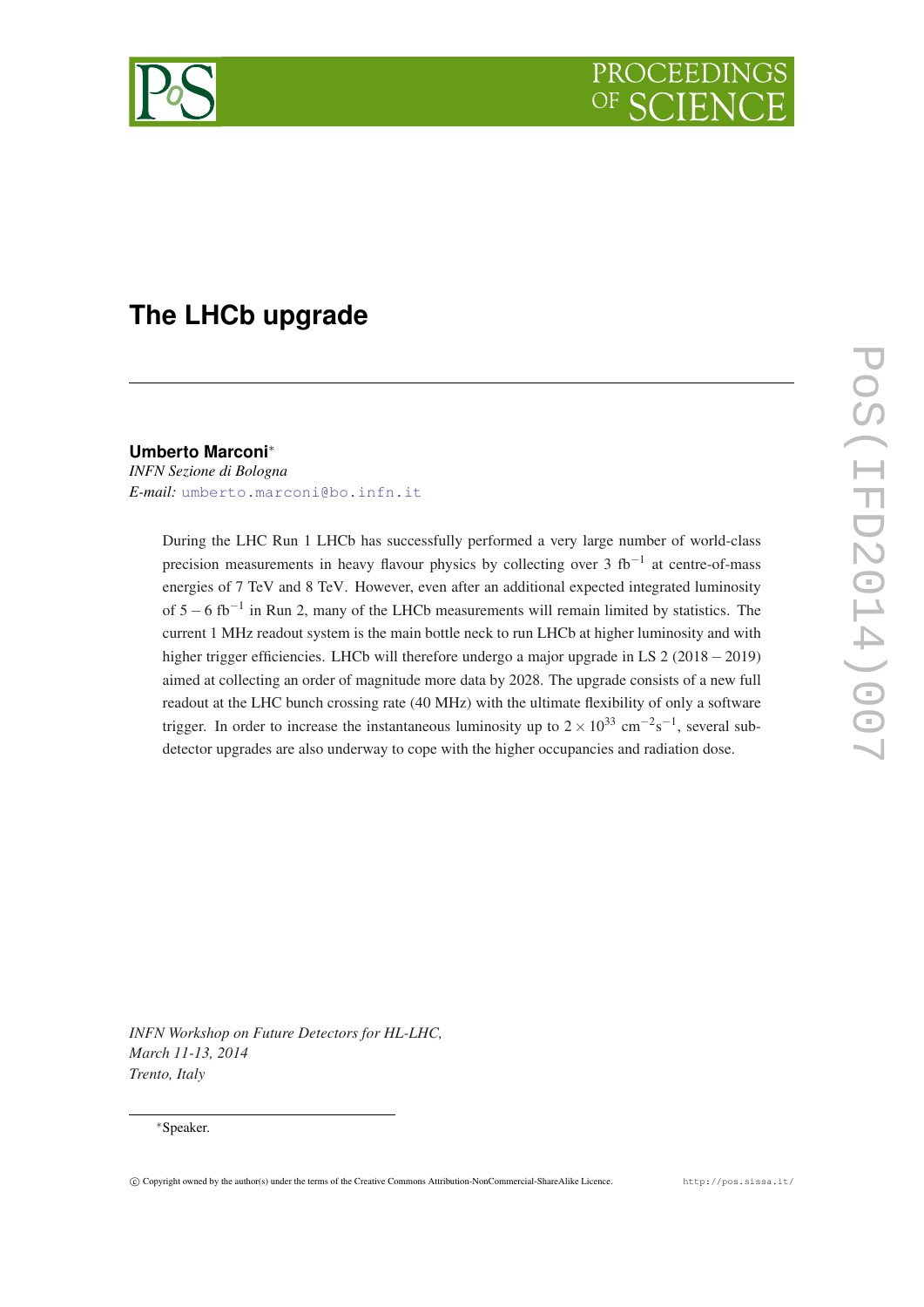# The LHCb upgrade

**Umberto Marconi***
*INFN Sezione di Bologna*
*E-mail:* umberto.marconi@bo.infn.it

During the LHC Run 1 LHCb has successfully performed a very large number of world-class precision measurements in heavy flavour physics by collecting over 3 $\text{fb}^{-1}$ at centre-of-mass energies of 7 TeV and 8 TeV. However, even after an additional expected integrated luminosity of $5-6$ $\text{fb}^{-1}$ in Run 2, many of the LHCb measurements will remain limited by statistics. The current 1 MHz readout system is the main bottle neck to run LHCb at higher luminosity and with higher trigger efficiencies. LHCb will therefore undergo a major upgrade in LS 2 ($2018-2019$) aimed at collecting an order of magnitude more data by 2028. The upgrade consists of a new full readout at the LHC bunch crossing rate (40 MHz) with the ultimate flexibility of only a software trigger. In order to increase the instantaneous luminosity up to $2 \times 10^{33}$ $\text{cm}^{-2}\text{s}^{-1}$, several sub-detector upgrades are also underway to cope with the higher occupancies and radiation dose.

*INFN Workshop on Future Detectors for HL-LHC,*
*March 11-13, 2014*
*Trento, Italy*

*Speaker.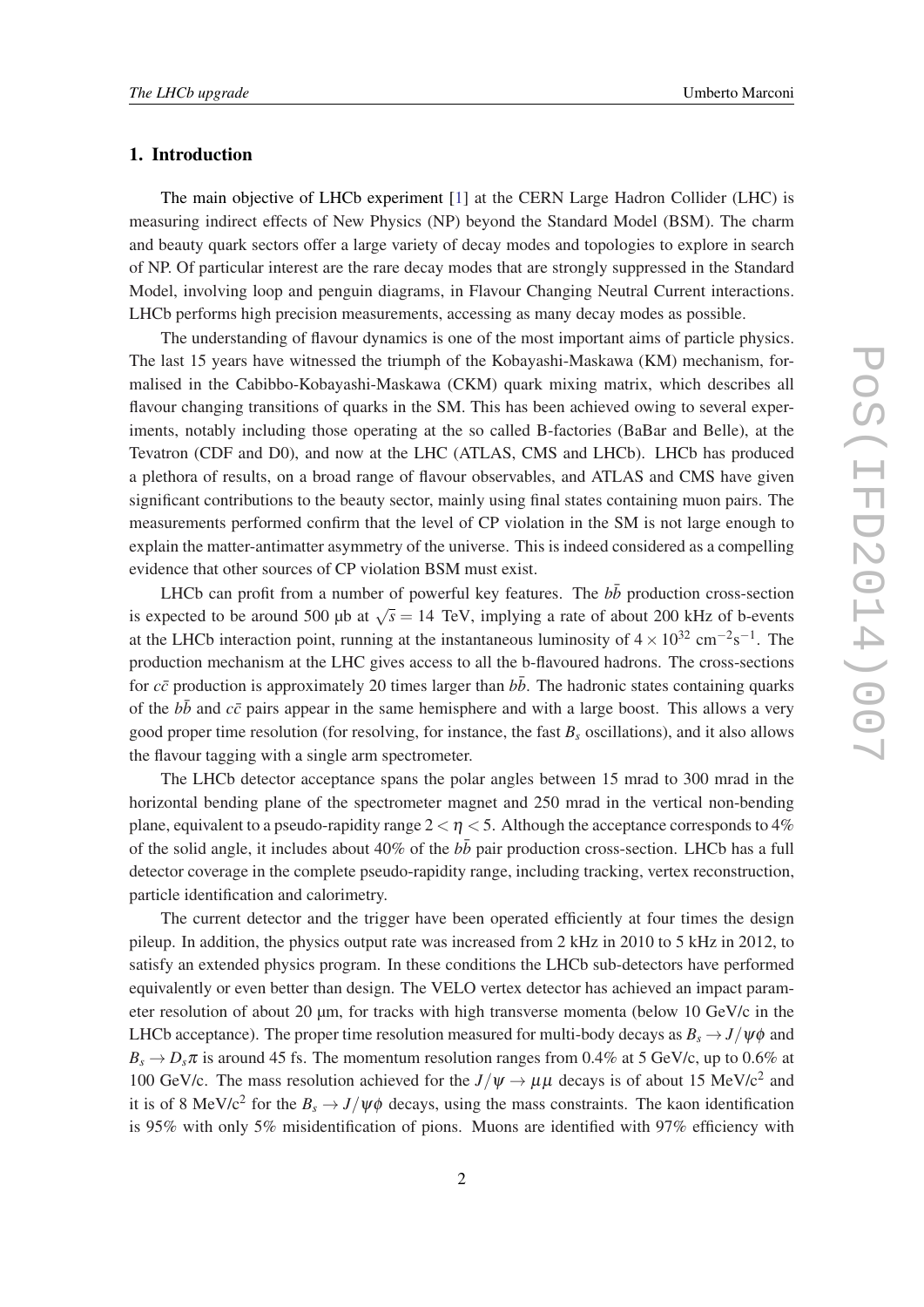## 1. Introduction

The main objective of LHCb experiment [1] at the CERN Large Hadron Collider (LHC) is measuring indirect effects of New Physics (NP) beyond the Standard Model (BSM). The charm and beauty quark sectors offer a large variety of decay modes and topologies to explore in search of NP. Of particular interest are the rare decay modes that are strongly suppressed in the Standard Model, involving loop and penguin diagrams, in Flavour Changing Neutral Current interactions. LHCb performs high precision measurements, accessing as many decay modes as possible.

The understanding of flavour dynamics is one of the most important aims of particle physics. The last 15 years have witnessed the triumph of the Kobayashi-Maskawa (KM) mechanism, formalised in the Cabibbo-Kobayashi-Maskawa (CKM) quark mixing matrix, which describes all flavour changing transitions of quarks in the SM. This has been achieved owing to several experiments, notably including those operating at the so called B-factories (BaBar and Belle), at the Tevatron (CDF and D0), and now at the LHC (ATLAS, CMS and LHCb). LHCb has produced a plethora of results, on a broad range of flavour observables, and ATLAS and CMS have given significant contributions to the beauty sector, mainly using final states containing muon pairs. The measurements performed confirm that the level of CP violation in the SM is not large enough to explain the matter-antimatter asymmetry of the universe. This is indeed considered as a compelling evidence that other sources of CP violation BSM must exist.

LHCb can profit from a number of powerful key features. The $b\bar{b}$ production cross-section is expected to be around 500 μb at $\sqrt{s} = 14$ TeV, implying a rate of about 200 kHz of b-events at the LHCb interaction point, running at the instantaneous luminosity of $4 \times 10^{32}$ cm$^{-2}$s$^{-1}$. The production mechanism at the LHC gives access to all the b-flavoured hadrons. The cross-sections for $c\bar{c}$ production is approximately 20 times larger than $b\bar{b}$. The hadronic states containing quarks of the $b\bar{b}$ and $c\bar{c}$ pairs appear in the same hemisphere and with a large boost. This allows a very good proper time resolution (for resolving, for instance, the fast $B_s$ oscillations), and it also allows the flavour tagging with a single arm spectrometer.

The LHCb detector acceptance spans the polar angles between 15 mrad to 300 mrad in the horizontal bending plane of the spectrometer magnet and 250 mrad in the vertical non-bending plane, equivalent to a pseudo-rapidity range $2 < \eta < 5$. Although the acceptance corresponds to 4% of the solid angle, it includes about 40% of the $b\bar{b}$ pair production cross-section. LHCb has a full detector coverage in the complete pseudo-rapidity range, including tracking, vertex reconstruction, particle identification and calorimetry.

The current detector and the trigger have been operated efficiently at four times the design pileup. In addition, the physics output rate was increased from 2 kHz in 2010 to 5 kHz in 2012, to satisfy an extended physics program. In these conditions the LHCb sub-detectors have performed equivalently or even better than design. The VELO vertex detector has achieved an impact parameter resolution of about 20 μm, for tracks with high transverse momenta (below 10 GeV/c in the LHCb acceptance). The proper time resolution measured for multi-body decays as $B_s \to J/\psi\phi$ and $B_s \to D_s\pi$ is around 45 fs. The momentum resolution ranges from 0.4% at 5 GeV/c, up to 0.6% at 100 GeV/c. The mass resolution achieved for the $J/\psi \to \mu\mu$ decays is of about 15 MeV/c$^2$ and it is of 8 MeV/c$^2$ for the $B_s \to J/\psi\phi$ decays, using the mass constraints. The kaon identification is 95% with only 5% misidentification of pions. Muons are identified with 97% efficiency with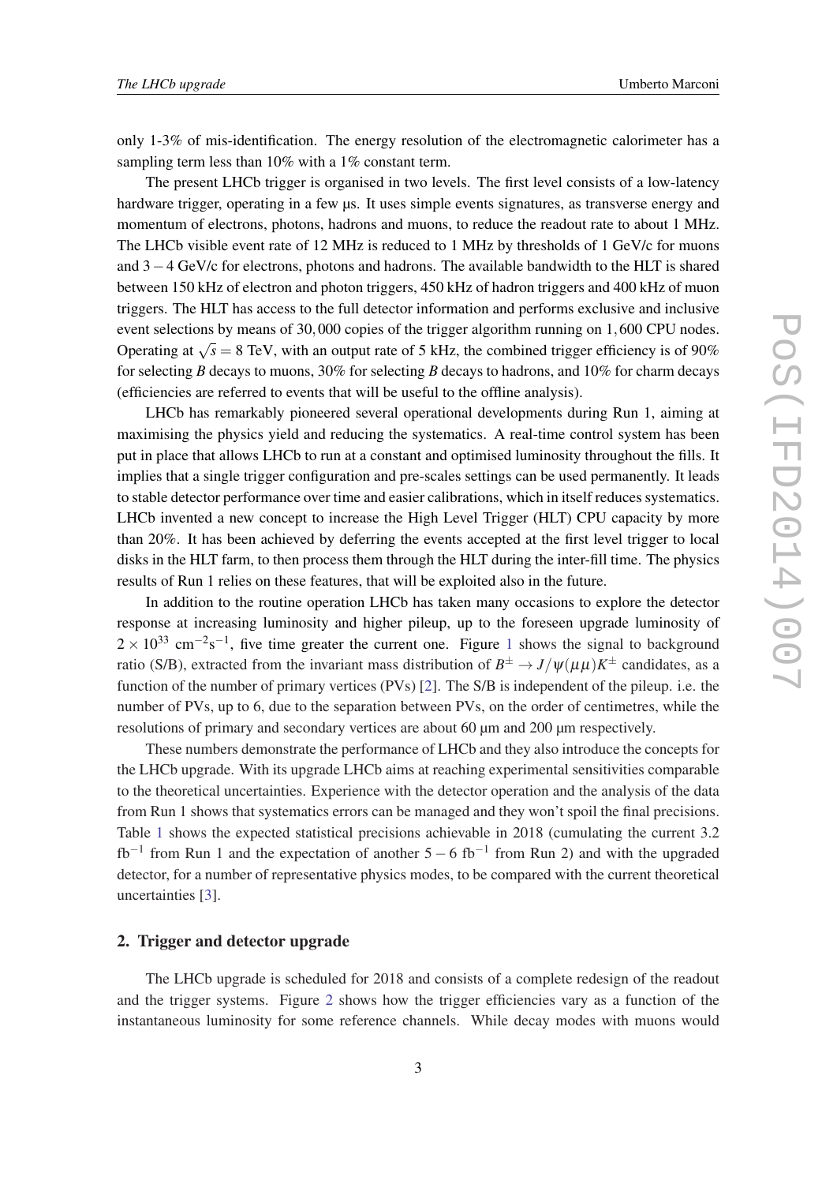only 1-3% of mis-identification. The energy resolution of the electromagnetic calorimeter has a sampling term less than 10% with a 1% constant term.

The present LHCb trigger is organised in two levels. The first level consists of a low-latency hardware trigger, operating in a few μs. It uses simple events signatures, as transverse energy and momentum of electrons, photons, hadrons and muons, to reduce the readout rate to about 1 MHz. The LHCb visible event rate of 12 MHz is reduced to 1 MHz by thresholds of 1 GeV/c for muons and $3-4$ GeV/c for electrons, photons and hadrons. The available bandwidth to the HLT is shared between 150 kHz of electron and photon triggers, 450 kHz of hadron triggers and 400 kHz of muon triggers. The HLT has access to the full detector information and performs exclusive and inclusive event selections by means of $30,000$ copies of the trigger algorithm running on $1,600$ CPU nodes. Operating at $\sqrt{s} = 8$ TeV, with an output rate of 5 kHz, the combined trigger efficiency is of 90% for selecting $B$ decays to muons, 30% for selecting $B$ decays to hadrons, and 10% for charm decays (efficiencies are referred to events that will be useful to the offline analysis).

LHCb has remarkably pioneered several operational developments during Run 1, aiming at maximising the physics yield and reducing the systematics. A real-time control system has been put in place that allows LHCb to run at a constant and optimised luminosity throughout the fills. It implies that a single trigger configuration and pre-scales settings can be used permanently. It leads to stable detector performance over time and easier calibrations, which in itself reduces systematics. LHCb invented a new concept to increase the High Level Trigger (HLT) CPU capacity by more than 20%. It has been achieved by deferring the events accepted at the first level trigger to local disks in the HLT farm, to then process them through the HLT during the inter-fill time. The physics results of Run 1 relies on these features, that will be exploited also in the future.

In addition to the routine operation LHCb has taken many occasions to explore the detector response at increasing luminosity and higher pileup, up to the foreseen upgrade luminosity of $2 \times 10^{33}$ cm$^{-2}$s$^{-1}$, five time greater the current one. Figure 1 shows the signal to background ratio (S/B), extracted from the invariant mass distribution of $B^{\pm} \rightarrow J/\psi(\mu\mu)K^{\pm}$ candidates, as a function of the number of primary vertices (PVs) [2]. The S/B is independent of the pileup. i.e. the number of PVs, up to 6, due to the separation between PVs, on the order of centimetres, while the resolutions of primary and secondary vertices are about 60 μm and 200 μm respectively.

These numbers demonstrate the performance of LHCb and they also introduce the concepts for the LHCb upgrade. With its upgrade LHCb aims at reaching experimental sensitivities comparable to the theoretical uncertainties. Experience with the detector operation and the analysis of the data from Run 1 shows that systematics errors can be managed and they won't spoil the final precisions. Table 1 shows the expected statistical precisions achievable in 2018 (cumulating the current 3.2 fb$^{-1}$ from Run 1 and the expectation of another $5-6$ fb$^{-1}$ from Run 2) and with the upgraded detector, for a number of representative physics modes, to be compared with the current theoretical uncertainties [3].

## 2. Trigger and detector upgrade

The LHCb upgrade is scheduled for 2018 and consists of a complete redesign of the readout and the trigger systems. Figure 2 shows how the trigger efficiencies vary as a function of the instantaneous luminosity for some reference channels. While decay modes with muons would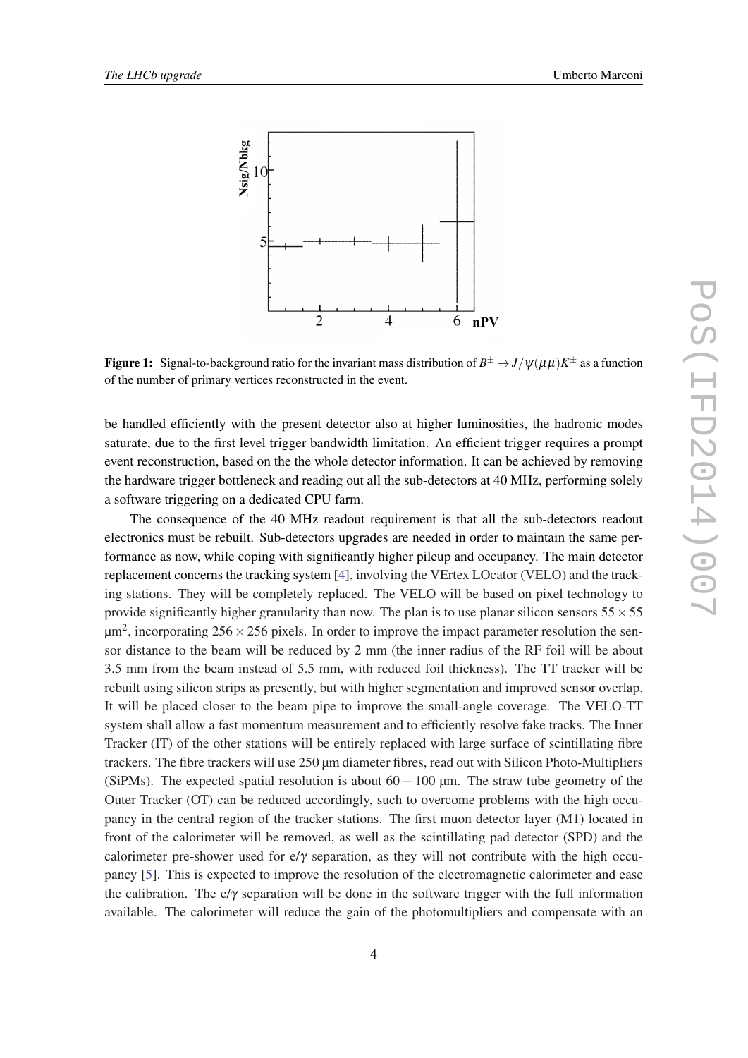**Figure 1:** Signal-to-background ratio for the invariant mass distribution of $B^{\pm} \rightarrow J/\psi(\mu\mu)K^{\pm}$ as a function of the number of primary vertices reconstructed in the event.

be handled efficiently with the present detector also at higher luminosities, the hadronic modes saturate, due to the first level trigger bandwidth limitation. An efficient trigger requires a prompt event reconstruction, based on the the whole detector information. It can be achieved by removing the hardware trigger bottleneck and reading out all the sub-detectors at 40 MHz, performing solely a software triggering on a dedicated CPU farm.

The consequence of the 40 MHz readout requirement is that all the sub-detectors readout electronics must be rebuilt. Sub-detectors upgrades are needed in order to maintain the same performance as now, while coping with significantly higher pileup and occupancy. The main detector replacement concerns the tracking system [4], involving the VErtex LOcator (VELO) and the tracking stations. They will be completely replaced. The VELO will be based on pixel technology to provide significantly higher granularity than now. The plan is to use planar silicon sensors $55 \times 55$ $\mu m^2$, incorporating $256 \times 256$ pixels. In order to improve the impact parameter resolution the sensor distance to the beam will be reduced by 2 mm (the inner radius of the RF foil will be about 3.5 mm from the beam instead of 5.5 mm, with reduced foil thickness). The TT tracker will be rebuilt using silicon strips as presently, but with higher segmentation and improved sensor overlap. It will be placed closer to the beam pipe to improve the small-angle coverage. The VELO-TT system shall allow a fast momentum measurement and to efficiently resolve fake tracks. The Inner Tracker (IT) of the other stations will be entirely replaced with large surface of scintillating fibre trackers. The fibre trackers will use 250 µm diameter fibres, read out with Silicon Photo-Multipliers (SiPMs). The expected spatial resolution is about $60 - 100$ µm. The straw tube geometry of the Outer Tracker (OT) can be reduced accordingly, such to overcome problems with the high occupancy in the central region of the tracker stations. The first muon detector layer (M1) located in front of the calorimeter will be removed, as well as the scintillating pad detector (SPD) and the calorimeter pre-shower used for e/$\gamma$ separation, as they will not contribute with the high occupancy [5]. This is expected to improve the resolution of the electromagnetic calorimeter and ease the calibration. The e/$\gamma$ separation will be done in the software trigger with the full information available. The calorimeter will reduce the gain of the photomultipliers and compensate with an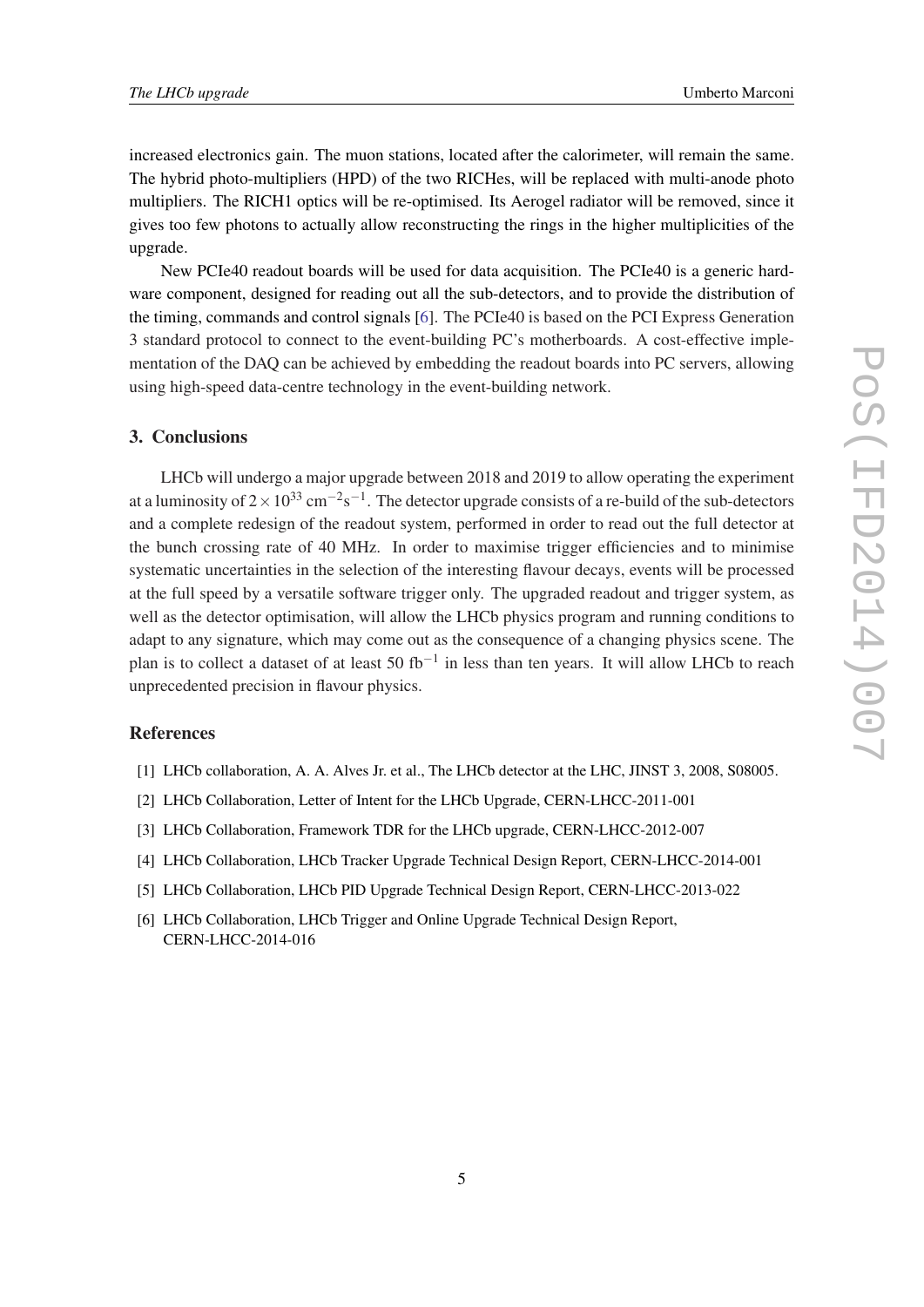increased electronics gain. The muon stations, located after the calorimeter, will remain the same. The hybrid photo-multipliers (HPD) of the two RICHes, will be replaced with multi-anode photo multipliers. The RICH1 optics will be re-optimised. Its Aerogel radiator will be removed, since it gives too few photons to actually allow reconstructing the rings in the higher multiplicities of the upgrade.

New PCIe40 readout boards will be used for data acquisition. The PCIe40 is a generic hardware component, designed for reading out all the sub-detectors, and to provide the distribution of the timing, commands and control signals [6]. The PCIe40 is based on the PCI Express Generation 3 standard protocol to connect to the event-building PC's motherboards. A cost-effective implementation of the DAQ can be achieved by embedding the readout boards into PC servers, allowing using high-speed data-centre technology in the event-building network.

## 3. Conclusions

LHCb will undergo a major upgrade between 2018 and 2019 to allow operating the experiment at a luminosity of $2 \times 10^{33}$ cm$^{-2}$s$^{-1}$. The detector upgrade consists of a re-build of the sub-detectors and a complete redesign of the readout system, performed in order to read out the full detector at the bunch crossing rate of 40 MHz. In order to maximise trigger efficiencies and to minimise systematic uncertainties in the selection of the interesting flavour decays, events will be processed at the full speed by a versatile software trigger only. The upgraded readout and trigger system, as well as the detector optimisation, will allow the LHCb physics program and running conditions to adapt to any signature, which may come out as the consequence of a changing physics scene. The plan is to collect a dataset of at least 50 fb$^{-1}$ in less than ten years. It will allow LHCb to reach unprecedented precision in flavour physics.

## References

[1] LHCb collaboration, A. A. Alves Jr. et al., The LHCb detector at the LHC, JINST 3, 2008, S08005.

[2] LHCb Collaboration, Letter of Intent for the LHCb Upgrade, CERN-LHCC-2011-001

[3] LHCb Collaboration, Framework TDR for the LHCb upgrade, CERN-LHCC-2012-007

[4] LHCb Collaboration, LHCb Tracker Upgrade Technical Design Report, CERN-LHCC-2014-001

[5] LHCb Collaboration, LHCb PID Upgrade Technical Design Report, CERN-LHCC-2013-022

[6] LHCb Collaboration, LHCb Trigger and Online Upgrade Technical Design Report, CERN-LHCC-2014-016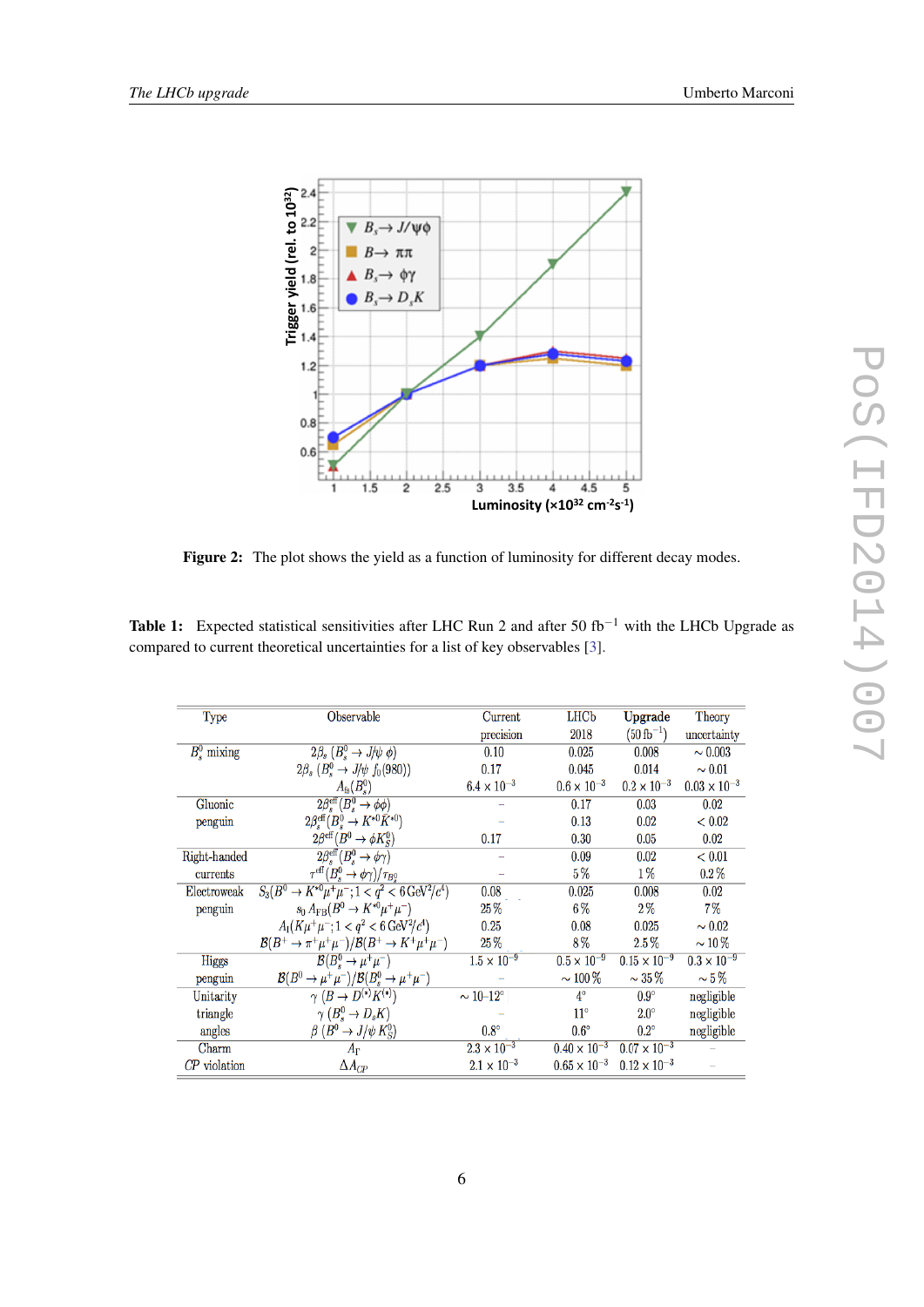Trigger yield (rel. to $10^{32}$)

2.4
2.2
2
1.8
1.6
1.4
1.2
1
0.8
0.6

$B_s \to J/\psi\phi$
$B \to \pi\pi$
$B_s \to \phi\gamma$
$B_s \to D_s K$

1 1.5 2 2.5 3 3.5 4 4.5 5

Luminosity ($\times 10^{32}$ cm$^{-2}$s$^{-1}$)

**Figure 2:** The plot shows the yield as a function of luminosity for different decay modes.

**Table 1:** Expected statistical sensitivities after LHC Run 2 and after 50 fb$^{-1}$ with the LHCb Upgrade as compared to current theoretical uncertainties for a list of key observables [3].

| Type | Observable | Current precision | LHCb 2018 | Upgrade (50 fb$^{-1}$) | Theory uncertainty |
|---|---|---|---|---|---|
| $B_s^0$ mixing | $2\beta_s$ ($B_s^0 \to J/\psi\ \phi$) | 0.10 | 0.025 | 0.008 | $\sim 0.003$ |
| | $2\beta_s$ ($B_s^0 \to J/\psi\ f_0(980)$) | 0.17 | 0.045 | 0.014 | $\sim 0.01$ |
| | $A_{fs}(B_s^0)$ | $6.4 \times 10^{-3}$ | $0.6 \times 10^{-3}$ | $0.2 \times 10^{-3}$ | $0.03 \times 10^{-3}$ |
| Gluonic penguin | $2\beta_s^{\rm eff}(B_s^0 \to \phi\phi)$ | – | 0.17 | 0.03 | 0.02 |
| | $2\beta_s^{\rm eff}(B_s^0 \to K^{*0}\bar{K}^{*0})$ | – | 0.13 | 0.02 | $< 0.02$ |
| | $2\beta^{\rm eff}(B^0 \to \phi K_S^0)$ | 0.17 | 0.30 | 0.05 | 0.02 |
| Right-handed currents | $2\beta_s^{\rm eff}(B_s^0 \to \phi\gamma)$ | – | 0.09 | 0.02 | $< 0.01$ |
| | $\tau^{\rm eff}(B_s^0 \to \phi\gamma)/\tau_{B_s^0}$ | – | 5 % | 1 % | 0.2 % |
| Electroweak penguin | $S_3(B^0 \to K^{*0}\mu^+\mu^-; 1 < q^2 < 6\,{\rm GeV}^2/c^4)$ | 0.08 | 0.025 | 0.008 | 0.02 |
| | $s_0\ A_{\rm FB}(B^0 \to K^{*0}\mu^+\mu^-)$ | 25 % | 6 % | 2 % | 7 % |
| | $A_{\rm I}(K\mu^+\mu^-; 1 < q^2 < 6\,{\rm GeV}^2/c^4)$ | 0.25 | 0.08 | 0.025 | $\sim 0.02$ |
| | $\mathcal{B}(B^+ \to \pi^+\mu^+\mu^-)/\mathcal{B}(B^+ \to K^+\mu^+\mu^-)$ | 25 % | 8 % | 2.5 % | $\sim 10$ % |
| Higgs penguin | $\mathcal{B}(B_s^0 \to \mu^+\mu^-)$ | $1.5 \times 10^{-9}$ | $0.5 \times 10^{-9}$ | $0.15 \times 10^{-9}$ | $0.3 \times 10^{-9}$ |
| | $\mathcal{B}(B^0 \to \mu^+\mu^-)/\mathcal{B}(B_s^0 \to \mu^+\mu^-)$ | – | $\sim 100$ % | $\sim 35$ % | $\sim 5$ % |
| Unitarity triangle angles | $\gamma$ ($B \to D^{(*)}K^{(*)}$) | $\sim 10$–$12^\circ$ | $4^\circ$ | $0.9^\circ$ | negligible |
| | $\gamma$ ($B_s^0 \to D_s K$) | – | $11^\circ$ | $2.0^\circ$ | negligible |
| | $\beta$ ($B^0 \to J/\psi\ K_S^0$) | $0.8^\circ$ | $0.6^\circ$ | $0.2^\circ$ | negligible |
| Charm $CP$ violation | $A_\Gamma$ | $2.3 \times 10^{-3}$ | $0.40 \times 10^{-3}$ | $0.07 \times 10^{-3}$ | – |
| | $\Delta A_{CP}$ | $2.1 \times 10^{-3}$ | $0.65 \times 10^{-3}$ | $0.12 \times 10^{-3}$ | – |